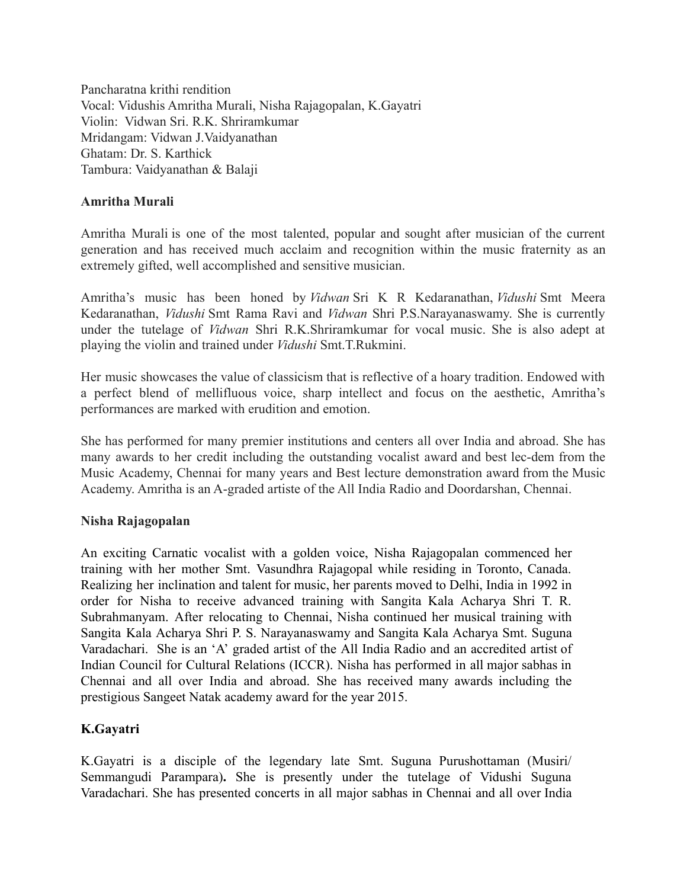Pancharatna krithi rendition
Vocal: Vidushis Amritha Murali, Nisha Rajagopalan, K.Gayatri
Violin: Vidwan Sri. R.K. Shriramkumar
Mridangam: Vidwan J.Vaidyanathan
Ghatam: Dr. S. Karthick
Tambura: Vaidyanathan & Balaji

**Amritha Murali**

Amritha Murali is one of the most talented, popular and sought after musician of the current generation and has received much acclaim and recognition within the music fraternity as an extremely gifted, well accomplished and sensitive musician.

Amritha's music has been honed by *Vidwan* Sri K R Kedaranathan, *Vidushi* Smt Meera Kedaranathan, *Vidushi* Smt Rama Ravi and *Vidwan* Shri P.S.Narayanaswamy. She is currently under the tutelage of *Vidwan* Shri R.K.Shriramkumar for vocal music. She is also adept at playing the violin and trained under *Vidushi* Smt.T.Rukmini.

Her music showcases the value of classicism that is reflective of a hoary tradition. Endowed with a perfect blend of mellifluous voice, sharp intellect and focus on the aesthetic, Amritha's performances are marked with erudition and emotion.

She has performed for many premier institutions and centers all over India and abroad. She has many awards to her credit including the outstanding vocalist award and best lec-dem from the Music Academy, Chennai for many years and Best lecture demonstration award from the Music Academy. Amritha is an A-graded artiste of the All India Radio and Doordarshan, Chennai.

**Nisha Rajagopalan**

An exciting Carnatic vocalist with a golden voice, Nisha Rajagopalan commenced her training with her mother Smt. Vasundhra Rajagopal while residing in Toronto, Canada. Realizing her inclination and talent for music, her parents moved to Delhi, India in 1992 in order for Nisha to receive advanced training with Sangita Kala Acharya Shri T. R. Subrahmanyam. After relocating to Chennai, Nisha continued her musical training with Sangita Kala Acharya Shri P. S. Narayanaswamy and Sangita Kala Acharya Smt. Suguna Varadachari. She is an 'A' graded artist of the All India Radio and an accredited artist of Indian Council for Cultural Relations (ICCR). Nisha has performed in all major sabhas in Chennai and all over India and abroad. She has received many awards including the prestigious Sangeet Natak academy award for the year 2015.

**K.Gayatri**

K.Gayatri is a disciple of the legendary late Smt. Suguna Purushottaman (Musiri/ Semmangudi Parampara)**.** She is presently under the tutelage of Vidushi Suguna Varadachari. She has presented concerts in all major sabhas in Chennai and all over India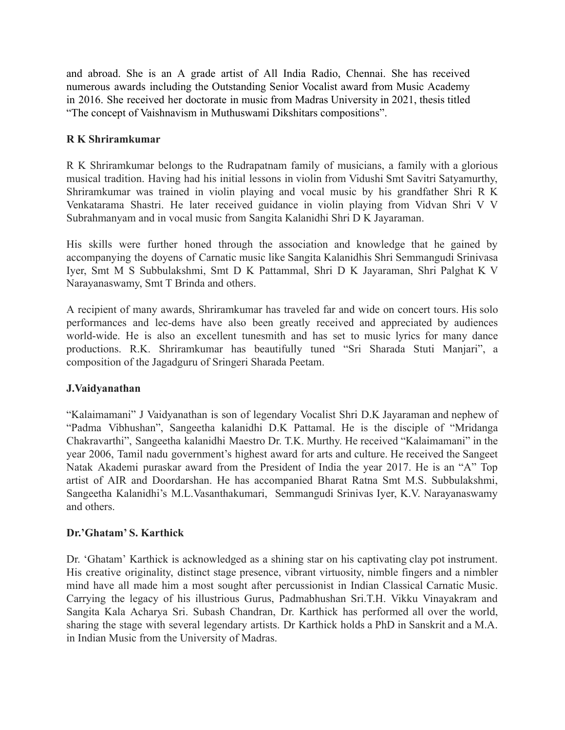and abroad. She is an A grade artist of All India Radio, Chennai. She has received numerous awards including the Outstanding Senior Vocalist award from Music Academy in 2016. She received her doctorate in music from Madras University in 2021, thesis titled "The concept of Vaishnavism in Muthuswami Dikshitars compositions".

**R K Shriramkumar**

R K Shriramkumar belongs to the Rudrapatnam family of musicians, a family with a glorious musical tradition. Having had his initial lessons in violin from Vidushi Smt Savitri Satyamurthy, Shriramkumar was trained in violin playing and vocal music by his grandfather Shri R K Venkatarama Shastri. He later received guidance in violin playing from Vidvan Shri V V Subrahmanyam and in vocal music from Sangita Kalanidhi Shri D K Jayaraman.

His skills were further honed through the association and knowledge that he gained by accompanying the doyens of Carnatic music like Sangita Kalanidhis Shri Semmangudi Srinivasa Iyer, Smt M S Subbulakshmi, Smt D K Pattammal, Shri D K Jayaraman, Shri Palghat K V Narayanaswamy, Smt T Brinda and others.

A recipient of many awards, Shriramkumar has traveled far and wide on concert tours. His solo performances and lec-dems have also been greatly received and appreciated by audiences world-wide. He is also an excellent tunesmith and has set to music lyrics for many dance productions. R.K. Shriramkumar has beautifully tuned "Sri Sharada Stuti Manjari", a composition of the Jagadguru of Sringeri Sharada Peetam.

**J.Vaidyanathan**

"Kalaimamani" J Vaidyanathan is son of legendary Vocalist Shri D.K Jayaraman and nephew of "Padma Vibhushan", Sangeetha kalanidhi D.K Pattamal. He is the disciple of "Mridanga Chakravarthi", Sangeetha kalanidhi Maestro Dr. T.K. Murthy. He received "Kalaimamani" in the year 2006, Tamil nadu government's highest award for arts and culture. He received the Sangeet Natak Akademi puraskar award from the President of India the year 2017. He is an "A" Top artist of AIR and Doordarshan. He has accompanied Bharat Ratna Smt M.S. Subbulakshmi, Sangeetha Kalanidhi's M.L.Vasanthakumari, Semmangudi Srinivas Iyer, K.V. Narayanaswamy and others.

**Dr.'Ghatam' S. Karthick**

Dr. 'Ghatam' Karthick is acknowledged as a shining star on his captivating clay pot instrument. His creative originality, distinct stage presence, vibrant virtuosity, nimble fingers and a nimbler mind have all made him a most sought after percussionist in Indian Classical Carnatic Music. Carrying the legacy of his illustrious Gurus, Padmabhushan Sri.T.H. Vikku Vinayakram and Sangita Kala Acharya Sri. Subash Chandran, Dr. Karthick has performed all over the world, sharing the stage with several legendary artists. Dr Karthick holds a PhD in Sanskrit and a M.A. in Indian Music from the University of Madras.